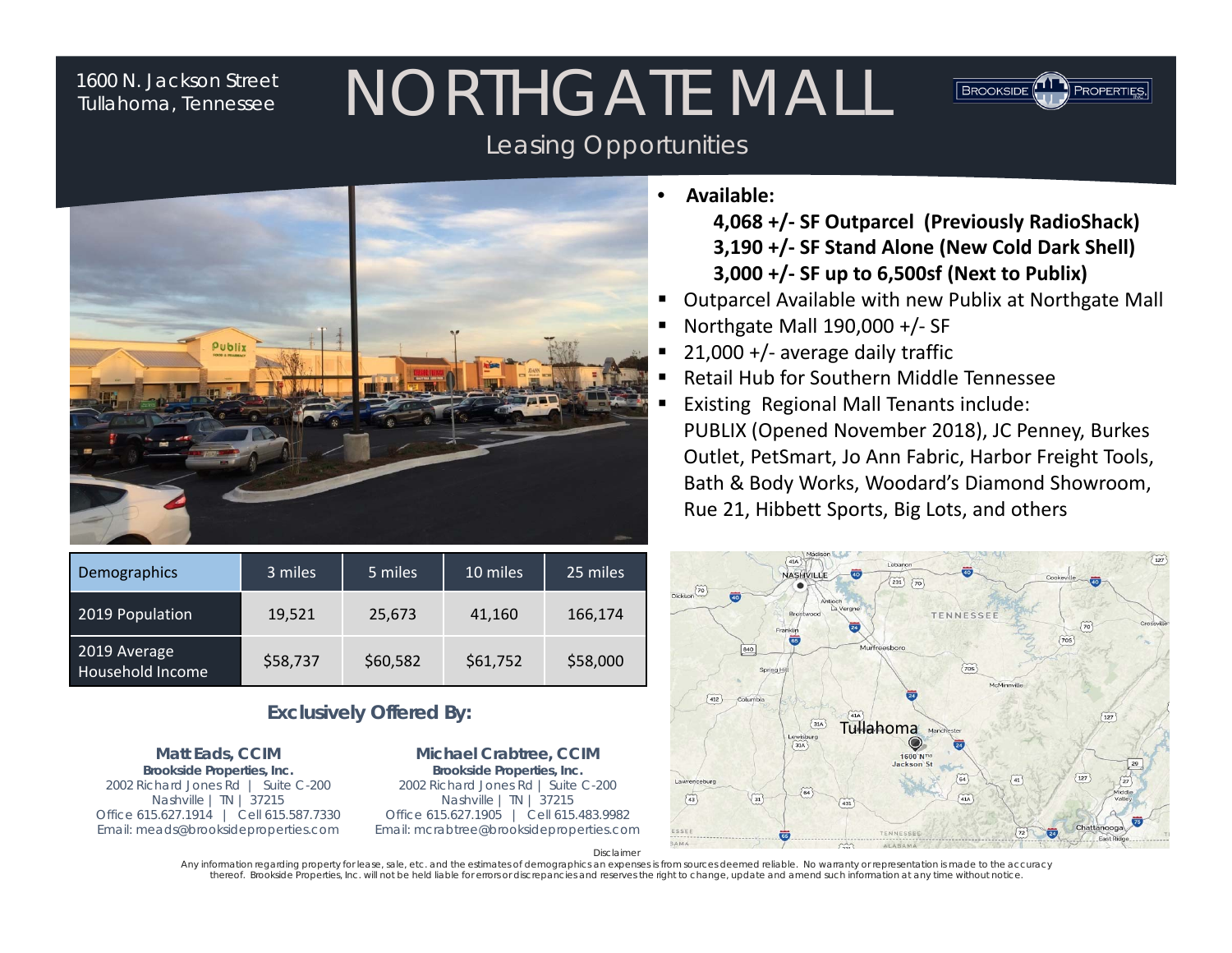1600 N. Jackson Street
Tullahoma, Tennessee

# NORTHGATE MALL

BROOKSIDE PROPERTIES

## Leasing Opportunities

- **Available:**
  - **4,068 +/- SF Outparcel (Previously RadioShack)**
  - **3,190 +/- SF Stand Alone (New Cold Dark Shell)**
  - **3,000 +/- SF up to 6,500sf (Next to Publix)**
- Outparcel Available with new Publix at Northgate Mall
- Northgate Mall 190,000 +/- SF
- 21,000 +/- average daily traffic
- Retail Hub for Southern Middle Tennessee
- Existing Regional Mall Tenants include: PUBLIX (Opened November 2018), JC Penney, Burkes Outlet, PetSmart, Jo Ann Fabric, Harbor Freight Tools, Bath & Body Works, Woodard's Diamond Showroom, Rue 21, Hibbett Sports, Big Lots, and others

| Demographics | 3 miles | 5 miles | 10 miles | 25 miles |
|---|---|---|---|---|
| 2019 Population | 19,521 | 25,673 | 41,160 | 166,174 |
| 2019 Average Household Income | $58,737 | $60,582 | $61,752 | $58,000 |

### Exclusively Offered By:

**Matt Eads, CCIM**
**Brookside Properties, Inc.**
2002 Richard Jones Rd | Suite C-200
Nashville | TN | 37215
Office 615.627.1914 | Cell 615.587.7330
Email: meads@brooksideproperties.com

**Michael Crabtree, CCIM**
**Brookside Properties, Inc.**
2002 Richard Jones Rd | Suite C-200
Nashville | TN | 37215
Office 615.627.1905 | Cell 615.483.9982
Email: mcrabtree@brooksideproperties.com

Tullahoma
1600 N Jackson St

Disclaimer

Any information regarding property for lease, sale, etc. and the estimates of demographics an expenses is from sources deemed reliable. No warranty or representation is made to the accuracy thereof. Brookside Properties, Inc. will not be held liable for errors or discrepancies and reserves the right to change, update and amend such information at any time without notice.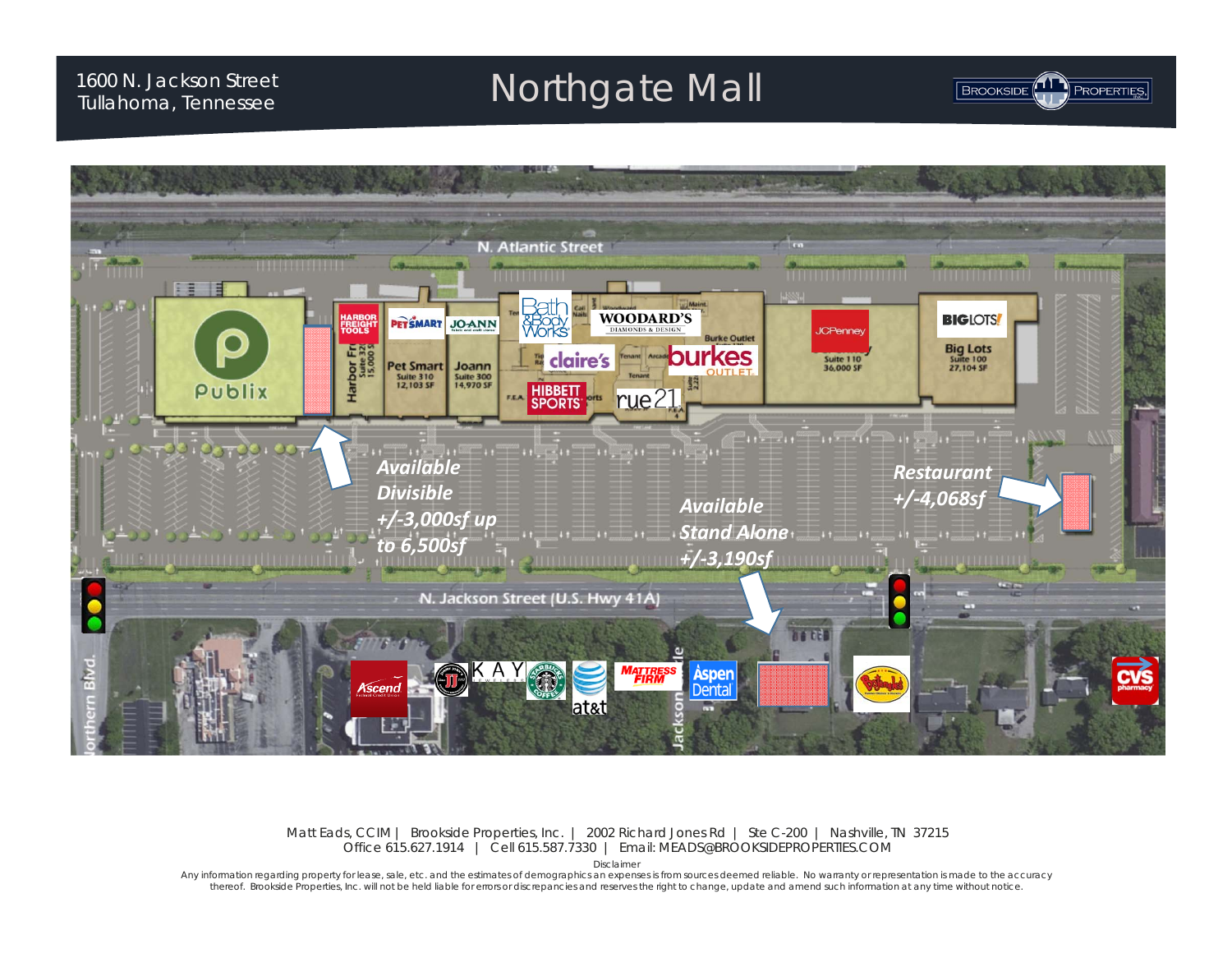1600 N. Jackson Street
Tullahoma, Tennessee

# Northgate Mall

BROOKSIDE PROPERTIES

N. Atlantic Street

Publix

Harbor Freight Tools
Suite 320
15,000 SF

Pet Smart
Suite 310
12,103 SF

Joann
Suite 300
14,970 SF

Bath & Body Works

WOODARD'S DIAMONDS & DESIGN

claire's

HIBBETT SPORTS

rue21

Burke Outlet

burkes OUTLET

JCPenney
Suite 110
36,000 SF

BIGLOTS!

Big Lots
Suite 100
27,104 SF

*Available*
*Divisible*
*+/-3,000sf up to 6,500sf*

*Available*
*Stand Alone*
*+/-3,190sf*

*Restaurant*
*+/-4,068sf*

N. Jackson Street (U.S. Hwy 41A)

Northern Blvd.

Jackson Plaza Dr.

Ascend Federal Credit Union

Jimmy John's

KAY JEWELERS

Starbucks Coffee

at&t

MATTRESS FIRM

Aspen Dental

Bojangles'

CVS pharmacy

Matt Eads, CCIM | Brookside Properties, Inc. | 2002 Richard Jones Rd | Ste C-200 | Nashville, TN 37215
Office 615.627.1914 | Cell 615.587.7330 | Email: MEADS@BROOKSIDEPROPERTIES.COM

Disclaimer
Any information regarding property for lease, sale, etc. and the estimates of demographics an expenses is from sources deemed reliable. No warranty or representation is made to the accuracy thereof. Brookside Properties, Inc. will not be held liable for errors or discrepancies and reserves the right to change, update and amend such information at any time without notice.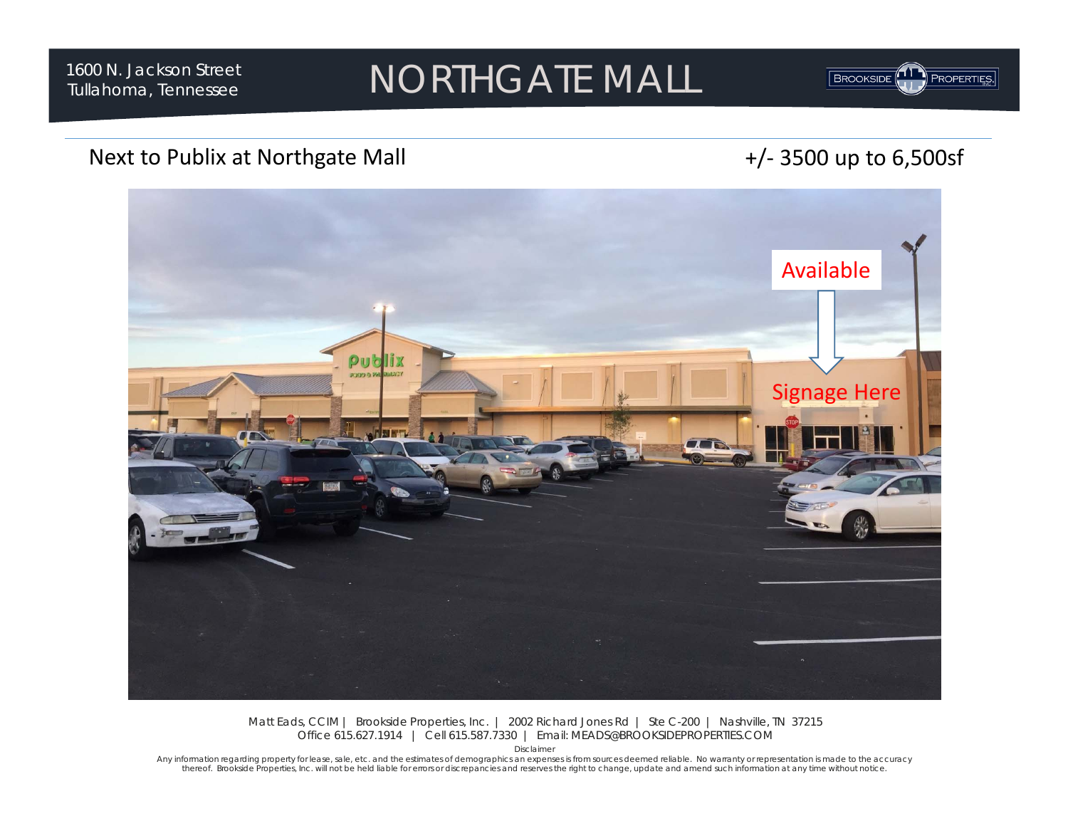1600 N. Jackson Street
Tullahoma, Tennessee

# NORTHGATE MALL

BROOKSIDE PROPERTIES

## Next to Publix at Northgate Mall

## +/- 3500 up to 6,500sf

Available

Signage Here

Matt Eads, CCIM | Brookside Properties, Inc. | 2002 Richard Jones Rd | Ste C-200 | Nashville, TN 37215
Office 615.627.1914 | Cell 615.587.7330 | Email: MEADS@BROOKSIDEPROPERTIES.COM

Disclaimer
Any information regarding property for lease, sale, etc. and the estimates of demographics an expenses is from sources deemed reliable. No warranty or representation is made to the accuracy thereof. Brookside Properties, Inc. will not be held liable for errors or discrepancies and reserves the right to change, update and amend such information at any time without notice.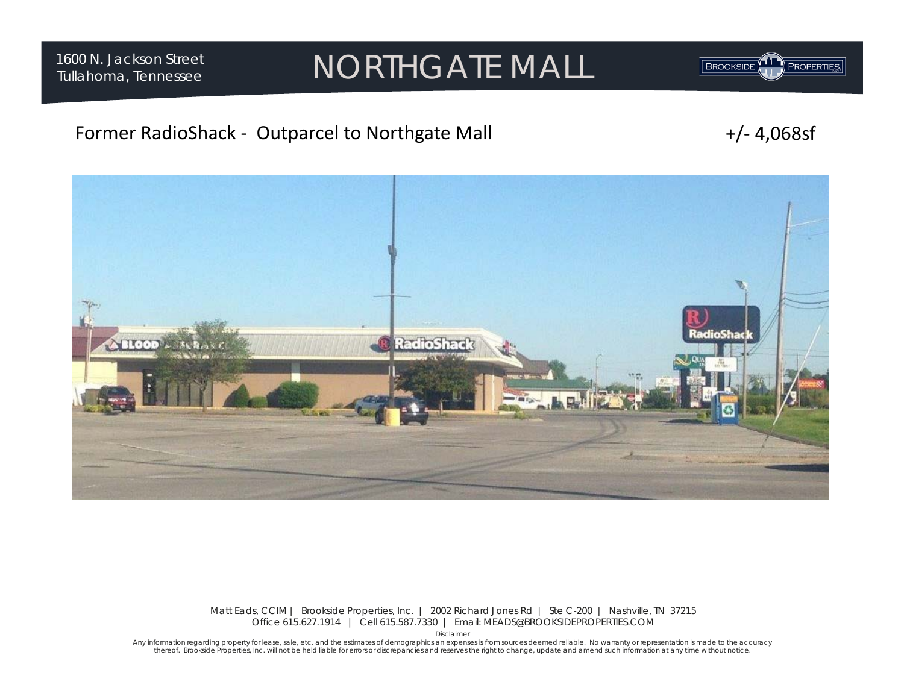1600 N. Jackson Street
Tullahoma, Tennessee

# NORTHGATE MALL

## Former RadioShack - Outparcel to Northgate Mall

+/- 4,068sf

Matt Eads, CCIM | Brookside Properties, Inc. | 2002 Richard Jones Rd | Ste C-200 | Nashville, TN 37215
Office 615.627.1914 | Cell 615.587.7330 | Email: MEADS@BROOKSIDEPROPERTIES.COM

Disclaimer

Any information regarding property for lease, sale, etc. and the estimates of demographics an expenses is from sources deemed reliable. No warranty or representation is made to the accuracy thereof. Brookside Properties, Inc. will not be held liable for errors or discrepancies and reserves the right to change, update and amend such information at any time without notice.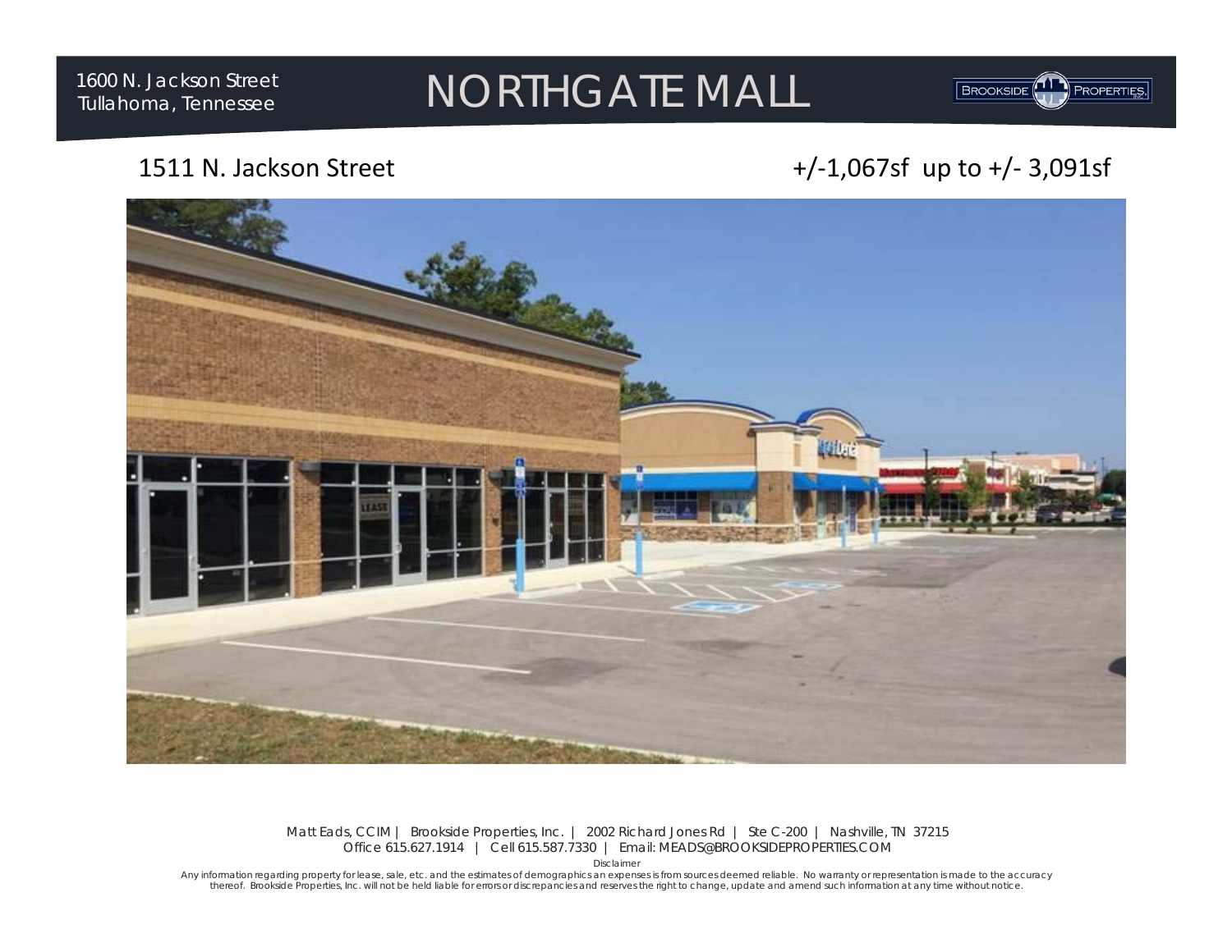1600 N. Jackson Street
Tullahoma, Tennessee

# NORTHGATE MALL

1511 N. Jackson Street

+/-1,067sf up to +/- 3,091sf

Matt Eads, CCIM | Brookside Properties, Inc. | 2002 Richard Jones Rd | Ste C-200 | Nashville, TN 37215
Office 615.627.1914 | Cell 615.587.7330 | Email: MEADS@BROOKSIDEPROPERTIES.COM

Disclaimer

Any information regarding property for lease, sale, etc. and the estimates of demographics an expenses is from sources deemed reliable. No warranty or representation is made to the accuracy thereof. Brookside Properties, Inc. will not be held liable for errors or discrepancies and reserves the right to change, update and amend such information at any time without notice.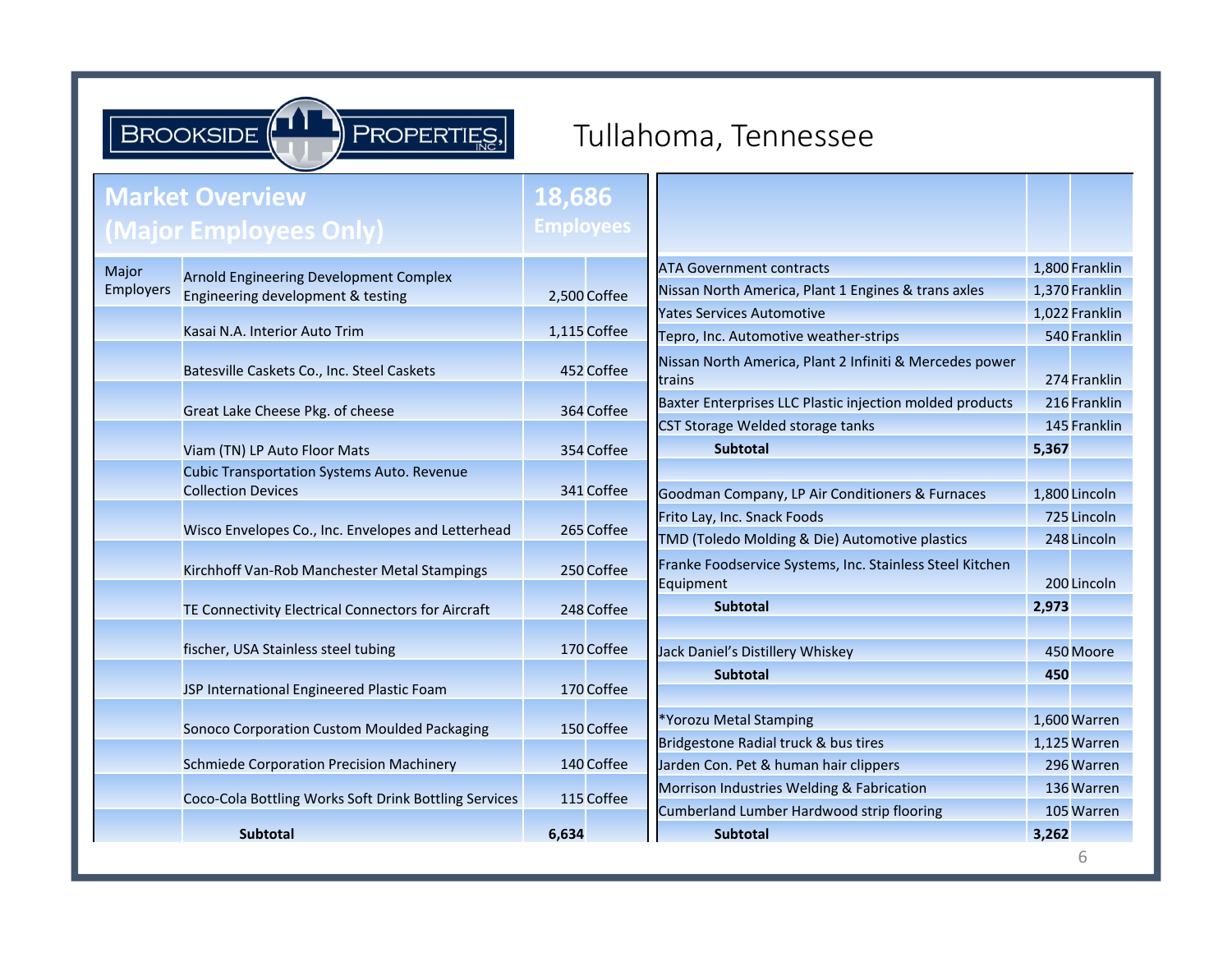Brookside Properties, Inc.

# Tullahoma, Tennessee

| Market Overview (Major Employees Only) | | 18,686 Employees | |
|---|---|---|---|
| Major Employers | Arnold Engineering Development Complex Engineering development & testing | 2,500 | Coffee |
| | Kasai N.A. Interior Auto Trim | 1,115 | Coffee |
| | Batesville Caskets Co., Inc. Steel Caskets | 452 | Coffee |
| | Great Lake Cheese Pkg. of cheese | 364 | Coffee |
| | Viam (TN) LP Auto Floor Mats | 354 | Coffee |
| | Cubic Transportation Systems Auto. Revenue Collection Devices | 341 | Coffee |
| | Wisco Envelopes Co., Inc. Envelopes and Letterhead | 265 | Coffee |
| | Kirchhoff Van-Rob Manchester Metal Stampings | 250 | Coffee |
| | TE Connectivity Electrical Connectors for Aircraft | 248 | Coffee |
| | fischer, USA Stainless steel tubing | 170 | Coffee |
| | JSP International Engineered Plastic Foam | 170 | Coffee |
| | Sonoco Corporation Custom Moulded Packaging | 150 | Coffee |
| | Schmiede Corporation Precision Machinery | 140 | Coffee |
| | Coco-Cola Bottling Works Soft Drink Bottling Services | 115 | Coffee |
| | **Subtotal** | **6,634** | |

| | | |
|---|---|---|
| ATA Government contracts | 1,800 | Franklin |
| Nissan North America, Plant 1 Engines & trans axles | 1,370 | Franklin |
| Yates Services Automotive | 1,022 | Franklin |
| Tepro, Inc. Automotive weather-strips | 540 | Franklin |
| Nissan North America, Plant 2 Infiniti & Mercedes power trains | 274 | Franklin |
| Baxter Enterprises LLC Plastic injection molded products | 216 | Franklin |
| CST Storage Welded storage tanks | 145 | Franklin |
| **Subtotal** | **5,367** | |
| | | |
| Goodman Company, LP Air Conditioners & Furnaces | 1,800 | Lincoln |
| Frito Lay, Inc. Snack Foods | 725 | Lincoln |
| TMD (Toledo Molding & Die) Automotive plastics | 248 | Lincoln |
| Franke Foodservice Systems, Inc. Stainless Steel Kitchen Equipment | 200 | Lincoln |
| **Subtotal** | **2,973** | |
| | | |
| Jack Daniel's Distillery Whiskey | 450 | Moore |
| **Subtotal** | **450** | |
| | | |
| *Yorozu Metal Stamping | 1,600 | Warren |
| Bridgestone Radial truck & bus tires | 1,125 | Warren |
| Jarden Con. Pet & human hair clippers | 296 | Warren |
| Morrison Industries Welding & Fabrication | 136 | Warren |
| Cumberland Lumber Hardwood strip flooring | 105 | Warren |
| **Subtotal** | **3,262** | |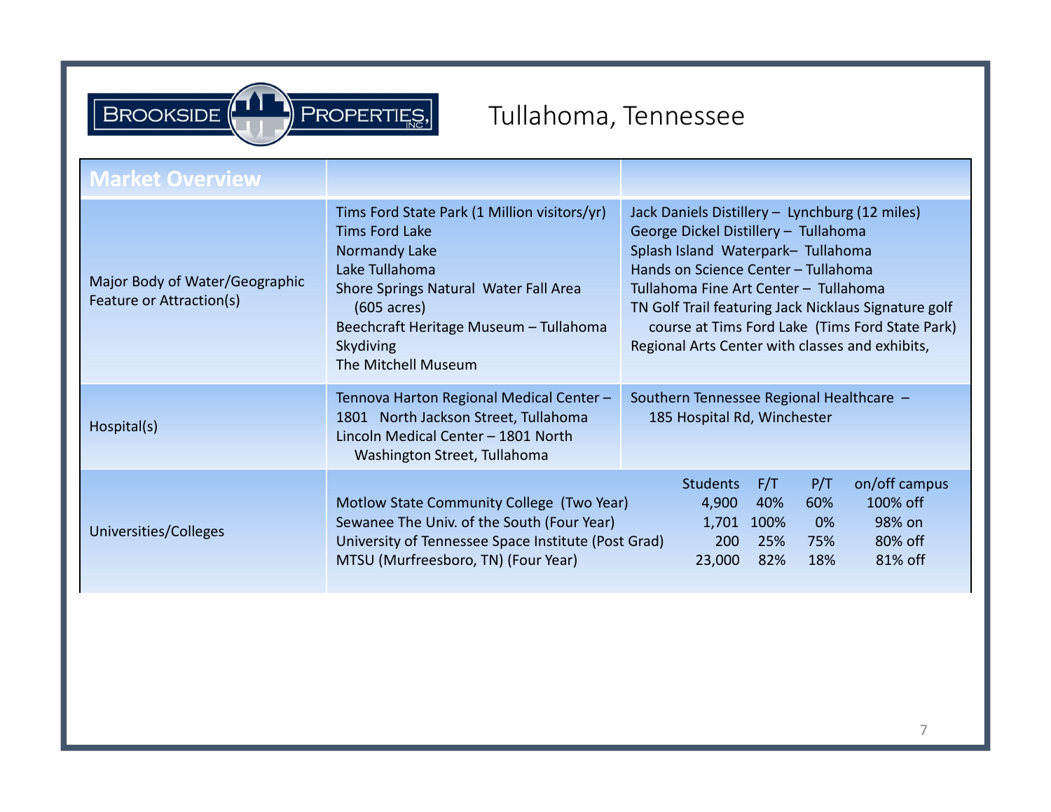# Tullahoma, Tennessee

| Market Overview | | |
|---|---|---|
| Major Body of Water/Geographic Feature or Attraction(s) | Tims Ford State Park (1 Million visitors/yr)<br>Tims Ford Lake<br>Normandy Lake<br>Lake Tullahoma<br>Shore Springs Natural Water Fall Area (605 acres)<br>Beechcraft Heritage Museum – Tullahoma<br>Skydiving<br>The Mitchell Museum | Jack Daniels Distillery – Lynchburg (12 miles)<br>George Dickel Distillery – Tullahoma<br>Splash Island Waterpark– Tullahoma<br>Hands on Science Center – Tullahoma<br>Tullahoma Fine Art Center – Tullahoma<br>TN Golf Trail featuring Jack Nicklaus Signature golf course at Tims Ford Lake (Tims Ford State Park)<br>Regional Arts Center with classes and exhibits, |
| Hospital(s) | Tennova Harton Regional Medical Center – 1801 North Jackson Street, Tullahoma<br>Lincoln Medical Center – 1801 North Washington Street, Tullahoma | Southern Tennessee Regional Healthcare – 185 Hospital Rd, Winchester |

**Universities/Colleges**

| | Students | F/T | P/T | on/off campus |
|---|---|---|---|---|
| Motlow State Community College (Two Year) | 4,900 | 40% | 60% | 100% off |
| Sewanee The Univ. of the South (Four Year) | 1,701 | 100% | 0% | 98% on |
| University of Tennessee Space Institute (Post Grad) | 200 | 25% | 75% | 80% off |
| MTSU (Murfreesboro, TN) (Four Year) | 23,000 | 82% | 18% | 81% off |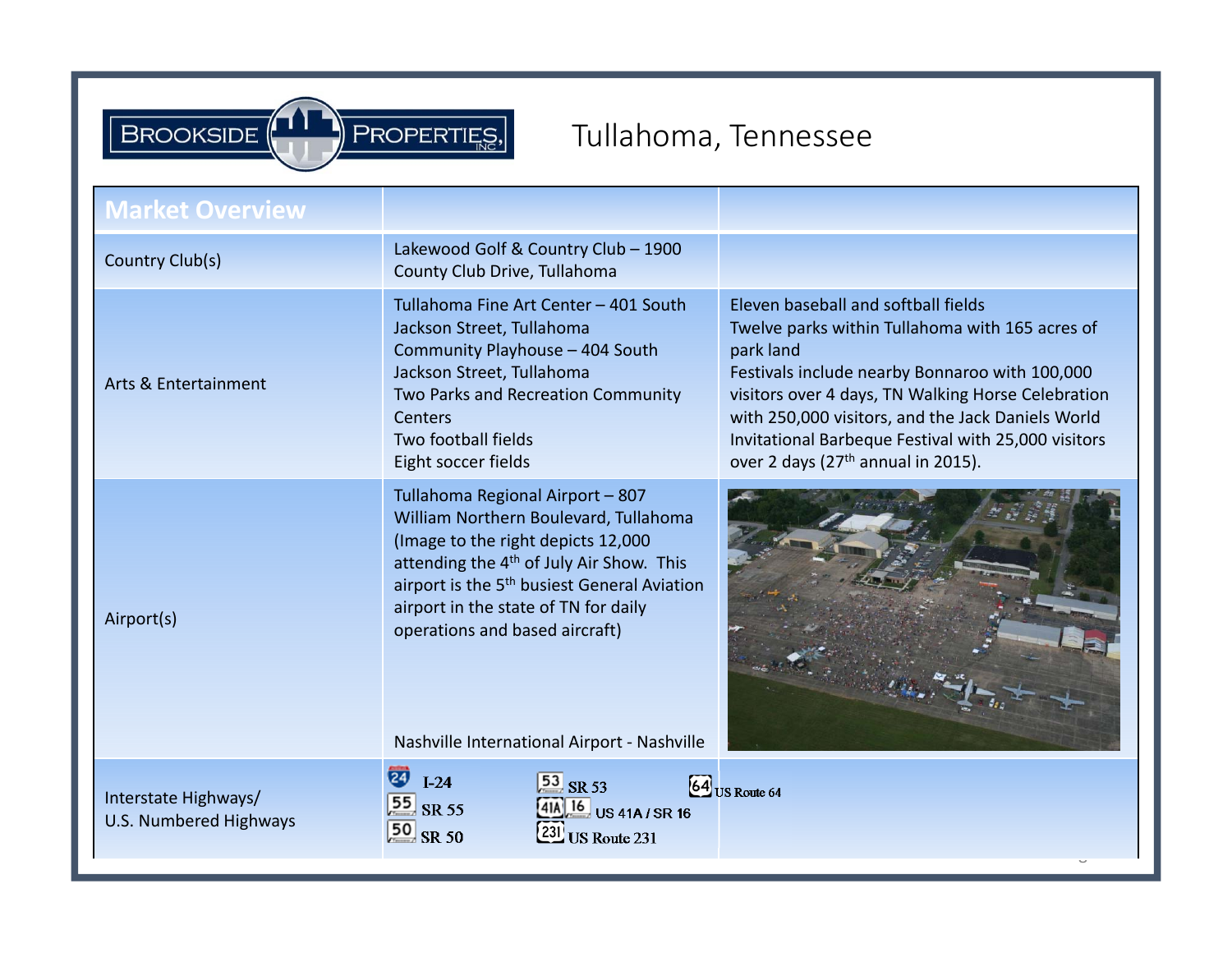# Tullahoma, Tennessee

| Market Overview | | |
|---|---|---|
| Country Club(s) | Lakewood Golf & Country Club – 1900 County Club Drive, Tullahoma | |
| Arts & Entertainment | Tullahoma Fine Art Center – 401 South Jackson Street, Tullahoma<br>Community Playhouse – 404 South Jackson Street, Tullahoma<br>Two Parks and Recreation Community Centers<br>Two football fields<br>Eight soccer fields | Eleven baseball and softball fields<br>Twelve parks within Tullahoma with 165 acres of park land<br>Festivals include nearby Bonnaroo with 100,000 visitors over 4 days, TN Walking Horse Celebration with 250,000 visitors, and the Jack Daniels World Invitational Barbeque Festival with 25,000 visitors over 2 days (27th annual in 2015). |
| Airport(s) | Tullahoma Regional Airport – 807 William Northern Boulevard, Tullahoma (Image to the right depicts 12,000 attending the 4th of July Air Show. This airport is the 5th busiest General Aviation airport in the state of TN for daily operations and based aircraft)<br><br>Nashville International Airport - Nashville | |
| Interstate Highways/ U.S. Numbered Highways | I-24<br>SR 55<br>SR 50<br>SR 53<br>US 41A / SR 16<br>US Route 231 | US Route 64 |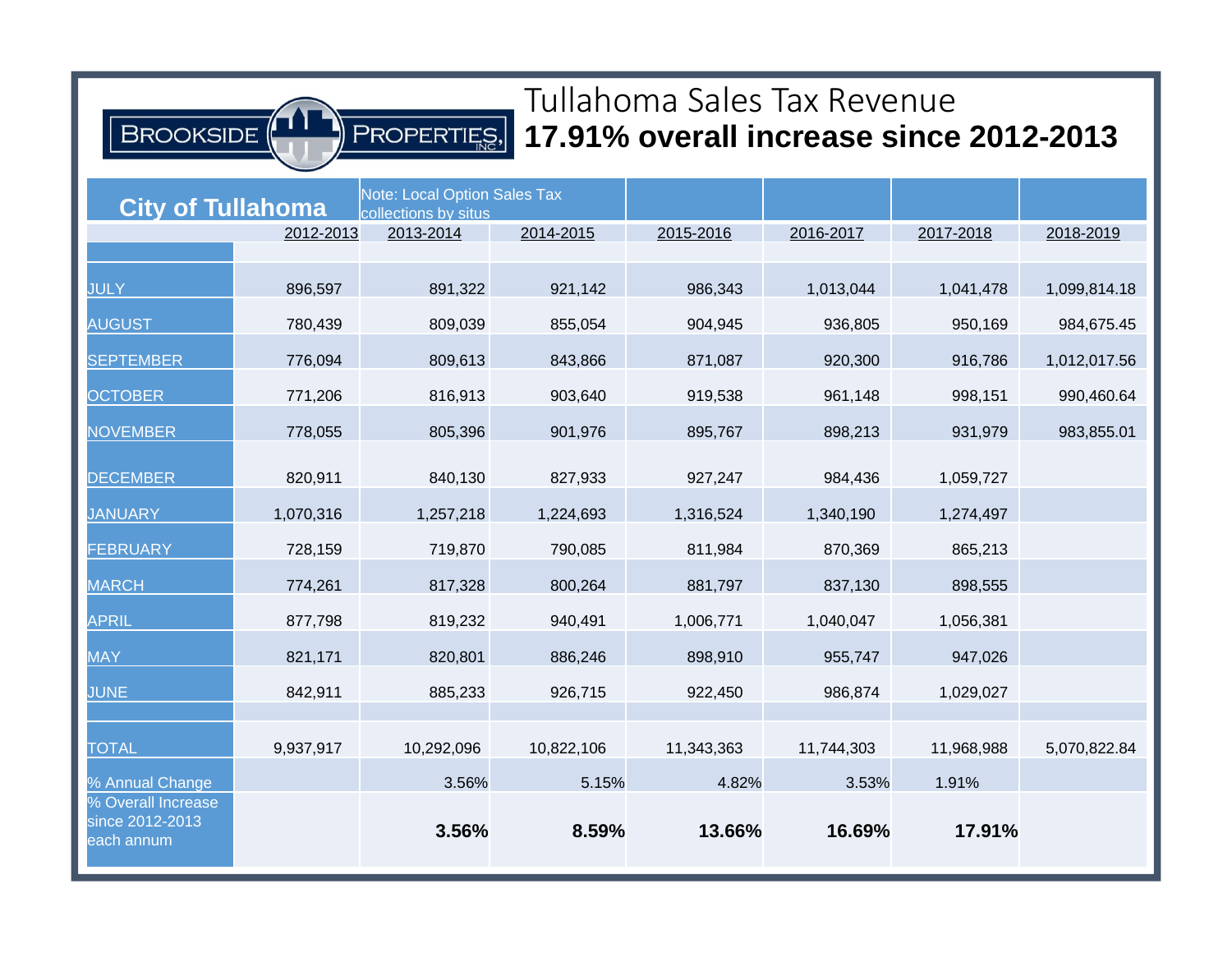BROOKSIDE PROPERTIES, INC.

# Tullahoma Sales Tax Revenue

## 17.91% overall increase since 2012-2013

| City of Tullahoma | 2012-2013 | Note: Local Option Sales Tax collections by situs 2013-2014 | 2014-2015 | 2015-2016 | 2016-2017 | 2017-2018 | 2018-2019 |
|---|---|---|---|---|---|---|---|
| JULY | 896,597 | 891,322 | 921,142 | 986,343 | 1,013,044 | 1,041,478 | 1,099,814.18 |
| AUGUST | 780,439 | 809,039 | 855,054 | 904,945 | 936,805 | 950,169 | 984,675.45 |
| SEPTEMBER | 776,094 | 809,613 | 843,866 | 871,087 | 920,300 | 916,786 | 1,012,017.56 |
| OCTOBER | 771,206 | 816,913 | 903,640 | 919,538 | 961,148 | 998,151 | 990,460.64 |
| NOVEMBER | 778,055 | 805,396 | 901,976 | 895,767 | 898,213 | 931,979 | 983,855.01 |
| DECEMBER | 820,911 | 840,130 | 827,933 | 927,247 | 984,436 | 1,059,727 | |
| JANUARY | 1,070,316 | 1,257,218 | 1,224,693 | 1,316,524 | 1,340,190 | 1,274,497 | |
| FEBRUARY | 728,159 | 719,870 | 790,085 | 811,984 | 870,369 | 865,213 | |
| MARCH | 774,261 | 817,328 | 800,264 | 881,797 | 837,130 | 898,555 | |
| APRIL | 877,798 | 819,232 | 940,491 | 1,006,771 | 1,040,047 | 1,056,381 | |
| MAY | 821,171 | 820,801 | 886,246 | 898,910 | 955,747 | 947,026 | |
| JUNE | 842,911 | 885,233 | 926,715 | 922,450 | 986,874 | 1,029,027 | |
| TOTAL | 9,937,917 | 10,292,096 | 10,822,106 | 11,343,363 | 11,744,303 | 11,968,988 | 5,070,822.84 |
| % Annual Change | | 3.56% | 5.15% | 4.82% | 3.53% | 1.91% | |
| % Overall Increase since 2012-2013 each annum | | **3.56%** | **8.59%** | **13.66%** | **16.69%** | **17.91%** | |